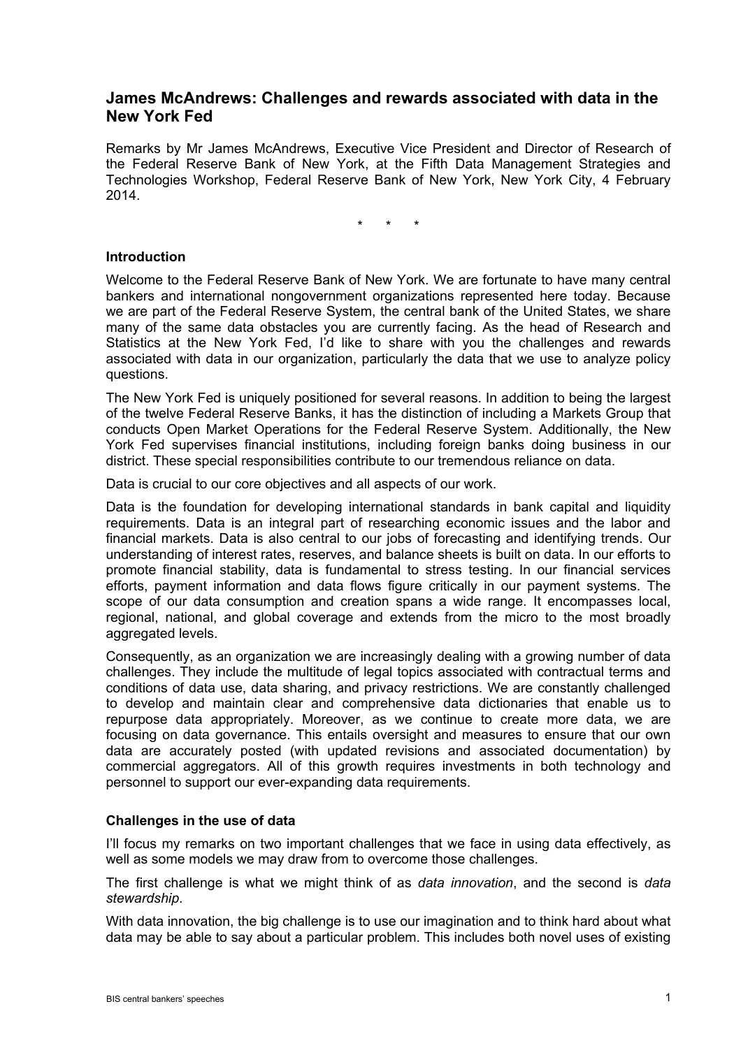# James McAndrews: Challenges and rewards associated with data in the New York Fed

Remarks by Mr James McAndrews, Executive Vice President and Director of Research of the Federal Reserve Bank of New York, at the Fifth Data Management Strategies and Technologies Workshop, Federal Reserve Bank of New York, New York City, 4 February 2014.

\* \* \*

## Introduction

Welcome to the Federal Reserve Bank of New York. We are fortunate to have many central bankers and international nongovernment organizations represented here today. Because we are part of the Federal Reserve System, the central bank of the United States, we share many of the same data obstacles you are currently facing. As the head of Research and Statistics at the New York Fed, I'd like to share with you the challenges and rewards associated with data in our organization, particularly the data that we use to analyze policy questions.

The New York Fed is uniquely positioned for several reasons. In addition to being the largest of the twelve Federal Reserve Banks, it has the distinction of including a Markets Group that conducts Open Market Operations for the Federal Reserve System. Additionally, the New York Fed supervises financial institutions, including foreign banks doing business in our district. These special responsibilities contribute to our tremendous reliance on data.

Data is crucial to our core objectives and all aspects of our work.

Data is the foundation for developing international standards in bank capital and liquidity requirements. Data is an integral part of researching economic issues and the labor and financial markets. Data is also central to our jobs of forecasting and identifying trends. Our understanding of interest rates, reserves, and balance sheets is built on data. In our efforts to promote financial stability, data is fundamental to stress testing. In our financial services efforts, payment information and data flows figure critically in our payment systems. The scope of our data consumption and creation spans a wide range. It encompasses local, regional, national, and global coverage and extends from the micro to the most broadly aggregated levels.

Consequently, as an organization we are increasingly dealing with a growing number of data challenges. They include the multitude of legal topics associated with contractual terms and conditions of data use, data sharing, and privacy restrictions. We are constantly challenged to develop and maintain clear and comprehensive data dictionaries that enable us to repurpose data appropriately. Moreover, as we continue to create more data, we are focusing on data governance. This entails oversight and measures to ensure that our own data are accurately posted (with updated revisions and associated documentation) by commercial aggregators. All of this growth requires investments in both technology and personnel to support our ever-expanding data requirements.

## Challenges in the use of data

I'll focus my remarks on two important challenges that we face in using data effectively, as well as some models we may draw from to overcome those challenges.

The first challenge is what we might think of as *data innovation*, and the second is *data stewardship*.

With data innovation, the big challenge is to use our imagination and to think hard about what data may be able to say about a particular problem. This includes both novel uses of existing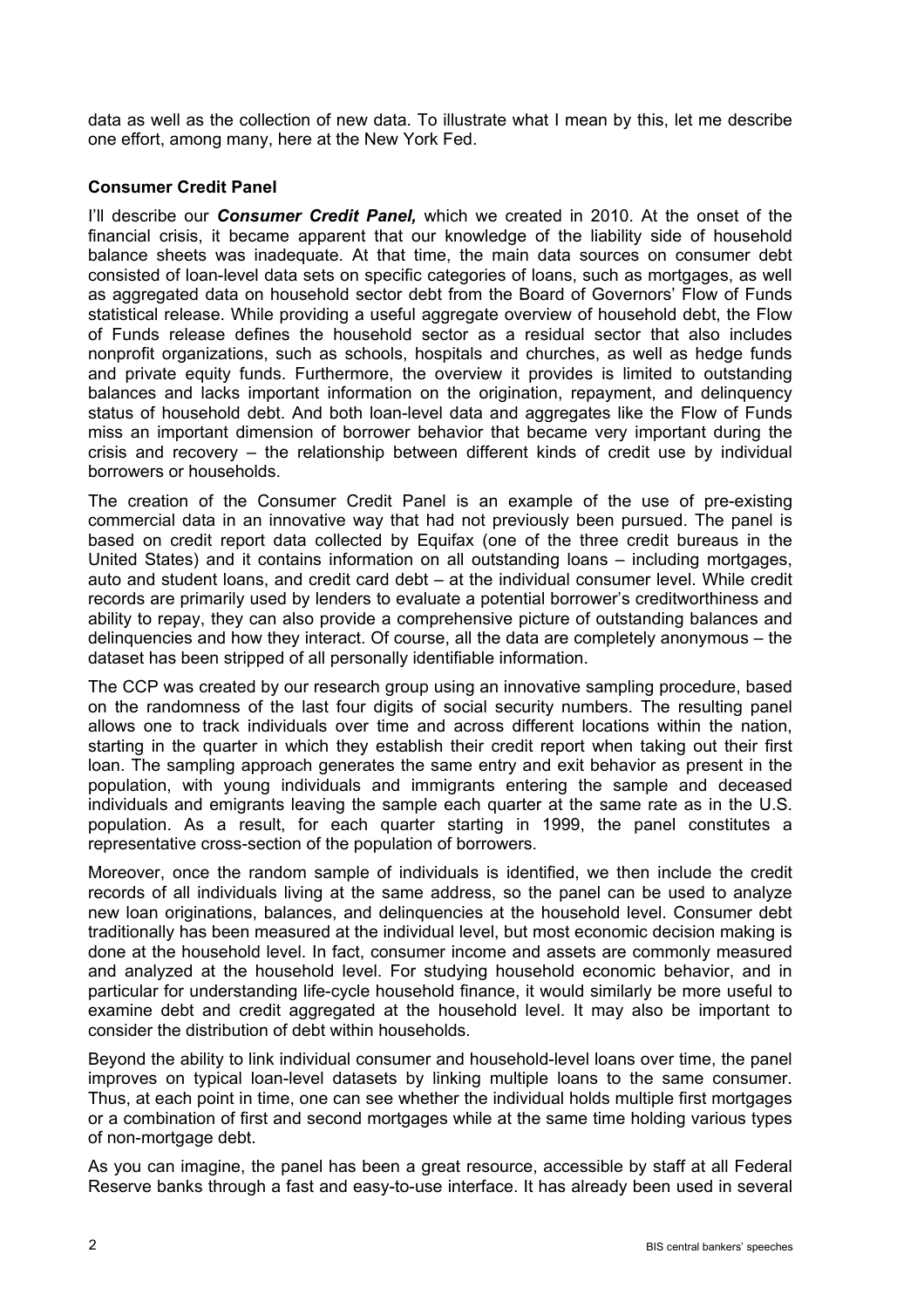data as well as the collection of new data. To illustrate what I mean by this, let me describe one effort, among many, here at the New York Fed.

**Consumer Credit Panel**

I'll describe our ***Consumer Credit Panel,*** which we created in 2010. At the onset of the financial crisis, it became apparent that our knowledge of the liability side of household balance sheets was inadequate. At that time, the main data sources on consumer debt consisted of loan-level data sets on specific categories of loans, such as mortgages, as well as aggregated data on household sector debt from the Board of Governors' Flow of Funds statistical release. While providing a useful aggregate overview of household debt, the Flow of Funds release defines the household sector as a residual sector that also includes nonprofit organizations, such as schools, hospitals and churches, as well as hedge funds and private equity funds. Furthermore, the overview it provides is limited to outstanding balances and lacks important information on the origination, repayment, and delinquency status of household debt. And both loan-level data and aggregates like the Flow of Funds miss an important dimension of borrower behavior that became very important during the crisis and recovery – the relationship between different kinds of credit use by individual borrowers or households.

The creation of the Consumer Credit Panel is an example of the use of pre-existing commercial data in an innovative way that had not previously been pursued. The panel is based on credit report data collected by Equifax (one of the three credit bureaus in the United States) and it contains information on all outstanding loans – including mortgages, auto and student loans, and credit card debt – at the individual consumer level. While credit records are primarily used by lenders to evaluate a potential borrower's creditworthiness and ability to repay, they can also provide a comprehensive picture of outstanding balances and delinquencies and how they interact. Of course, all the data are completely anonymous – the dataset has been stripped of all personally identifiable information.

The CCP was created by our research group using an innovative sampling procedure, based on the randomness of the last four digits of social security numbers. The resulting panel allows one to track individuals over time and across different locations within the nation, starting in the quarter in which they establish their credit report when taking out their first loan. The sampling approach generates the same entry and exit behavior as present in the population, with young individuals and immigrants entering the sample and deceased individuals and emigrants leaving the sample each quarter at the same rate as in the U.S. population. As a result, for each quarter starting in 1999, the panel constitutes a representative cross-section of the population of borrowers.

Moreover, once the random sample of individuals is identified, we then include the credit records of all individuals living at the same address, so the panel can be used to analyze new loan originations, balances, and delinquencies at the household level. Consumer debt traditionally has been measured at the individual level, but most economic decision making is done at the household level. In fact, consumer income and assets are commonly measured and analyzed at the household level. For studying household economic behavior, and in particular for understanding life-cycle household finance, it would similarly be more useful to examine debt and credit aggregated at the household level. It may also be important to consider the distribution of debt within households.

Beyond the ability to link individual consumer and household-level loans over time, the panel improves on typical loan-level datasets by linking multiple loans to the same consumer. Thus, at each point in time, one can see whether the individual holds multiple first mortgages or a combination of first and second mortgages while at the same time holding various types of non-mortgage debt.

As you can imagine, the panel has been a great resource, accessible by staff at all Federal Reserve banks through a fast and easy-to-use interface. It has already been used in several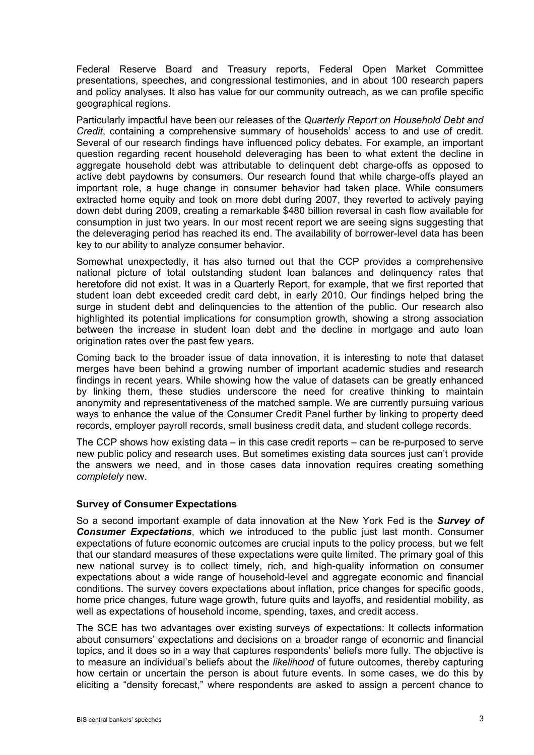Federal Reserve Board and Treasury reports, Federal Open Market Committee presentations, speeches, and congressional testimonies, and in about 100 research papers and policy analyses. It also has value for our community outreach, as we can profile specific geographical regions.

Particularly impactful have been our releases of the *Quarterly Report on Household Debt and Credit*, containing a comprehensive summary of households' access to and use of credit. Several of our research findings have influenced policy debates. For example, an important question regarding recent household deleveraging has been to what extent the decline in aggregate household debt was attributable to delinquent debt charge-offs as opposed to active debt paydowns by consumers. Our research found that while charge-offs played an important role, a huge change in consumer behavior had taken place. While consumers extracted home equity and took on more debt during 2007, they reverted to actively paying down debt during 2009, creating a remarkable $480 billion reversal in cash flow available for consumption in just two years. In our most recent report we are seeing signs suggesting that the deleveraging period has reached its end. The availability of borrower-level data has been key to our ability to analyze consumer behavior.

Somewhat unexpectedly, it has also turned out that the CCP provides a comprehensive national picture of total outstanding student loan balances and delinquency rates that heretofore did not exist. It was in a Quarterly Report, for example, that we first reported that student loan debt exceeded credit card debt, in early 2010. Our findings helped bring the surge in student debt and delinquencies to the attention of the public. Our research also highlighted its potential implications for consumption growth, showing a strong association between the increase in student loan debt and the decline in mortgage and auto loan origination rates over the past few years.

Coming back to the broader issue of data innovation, it is interesting to note that dataset merges have been behind a growing number of important academic studies and research findings in recent years. While showing how the value of datasets can be greatly enhanced by linking them, these studies underscore the need for creative thinking to maintain anonymity and representativeness of the matched sample. We are currently pursuing various ways to enhance the value of the Consumer Credit Panel further by linking to property deed records, employer payroll records, small business credit data, and student college records.

The CCP shows how existing data – in this case credit reports – can be re-purposed to serve new public policy and research uses. But sometimes existing data sources just can't provide the answers we need, and in those cases data innovation requires creating something *completely* new.

**Survey of Consumer Expectations**

So a second important example of data innovation at the New York Fed is the ***Survey of Consumer Expectations***, which we introduced to the public just last month. Consumer expectations of future economic outcomes are crucial inputs to the policy process, but we felt that our standard measures of these expectations were quite limited. The primary goal of this new national survey is to collect timely, rich, and high-quality information on consumer expectations about a wide range of household-level and aggregate economic and financial conditions. The survey covers expectations about inflation, price changes for specific goods, home price changes, future wage growth, future quits and layoffs, and residential mobility, as well as expectations of household income, spending, taxes, and credit access.

The SCE has two advantages over existing surveys of expectations: It collects information about consumers' expectations and decisions on a broader range of economic and financial topics, and it does so in a way that captures respondents' beliefs more fully. The objective is to measure an individual's beliefs about the *likelihood* of future outcomes, thereby capturing how certain or uncertain the person is about future events. In some cases, we do this by eliciting a "density forecast," where respondents are asked to assign a percent chance to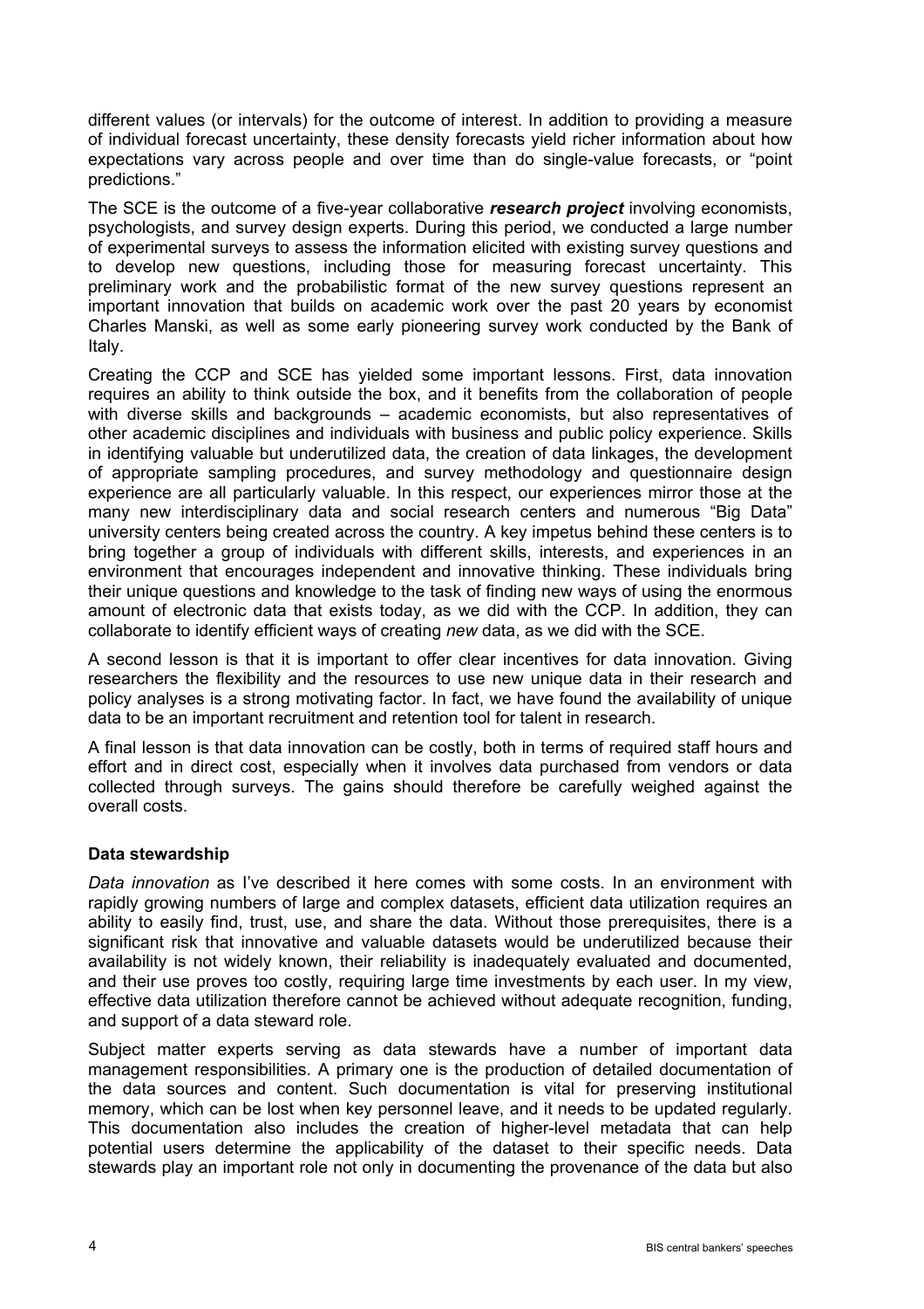different values (or intervals) for the outcome of interest. In addition to providing a measure of individual forecast uncertainty, these density forecasts yield richer information about how expectations vary across people and over time than do single-value forecasts, or "point predictions."

The SCE is the outcome of a five-year collaborative ***research project*** involving economists, psychologists, and survey design experts. During this period, we conducted a large number of experimental surveys to assess the information elicited with existing survey questions and to develop new questions, including those for measuring forecast uncertainty. This preliminary work and the probabilistic format of the new survey questions represent an important innovation that builds on academic work over the past 20 years by economist Charles Manski, as well as some early pioneering survey work conducted by the Bank of Italy.

Creating the CCP and SCE has yielded some important lessons. First, data innovation requires an ability to think outside the box, and it benefits from the collaboration of people with diverse skills and backgrounds – academic economists, but also representatives of other academic disciplines and individuals with business and public policy experience. Skills in identifying valuable but underutilized data, the creation of data linkages, the development of appropriate sampling procedures, and survey methodology and questionnaire design experience are all particularly valuable. In this respect, our experiences mirror those at the many new interdisciplinary data and social research centers and numerous "Big Data" university centers being created across the country. A key impetus behind these centers is to bring together a group of individuals with different skills, interests, and experiences in an environment that encourages independent and innovative thinking. These individuals bring their unique questions and knowledge to the task of finding new ways of using the enormous amount of electronic data that exists today, as we did with the CCP. In addition, they can collaborate to identify efficient ways of creating *new* data, as we did with the SCE.

A second lesson is that it is important to offer clear incentives for data innovation. Giving researchers the flexibility and the resources to use new unique data in their research and policy analyses is a strong motivating factor. In fact, we have found the availability of unique data to be an important recruitment and retention tool for talent in research.

A final lesson is that data innovation can be costly, both in terms of required staff hours and effort and in direct cost, especially when it involves data purchased from vendors or data collected through surveys. The gains should therefore be carefully weighed against the overall costs.

### Data stewardship

*Data innovation* as I've described it here comes with some costs. In an environment with rapidly growing numbers of large and complex datasets, efficient data utilization requires an ability to easily find, trust, use, and share the data. Without those prerequisites, there is a significant risk that innovative and valuable datasets would be underutilized because their availability is not widely known, their reliability is inadequately evaluated and documented, and their use proves too costly, requiring large time investments by each user. In my view, effective data utilization therefore cannot be achieved without adequate recognition, funding, and support of a data steward role.

Subject matter experts serving as data stewards have a number of important data management responsibilities. A primary one is the production of detailed documentation of the data sources and content. Such documentation is vital for preserving institutional memory, which can be lost when key personnel leave, and it needs to be updated regularly. This documentation also includes the creation of higher-level metadata that can help potential users determine the applicability of the dataset to their specific needs. Data stewards play an important role not only in documenting the provenance of the data but also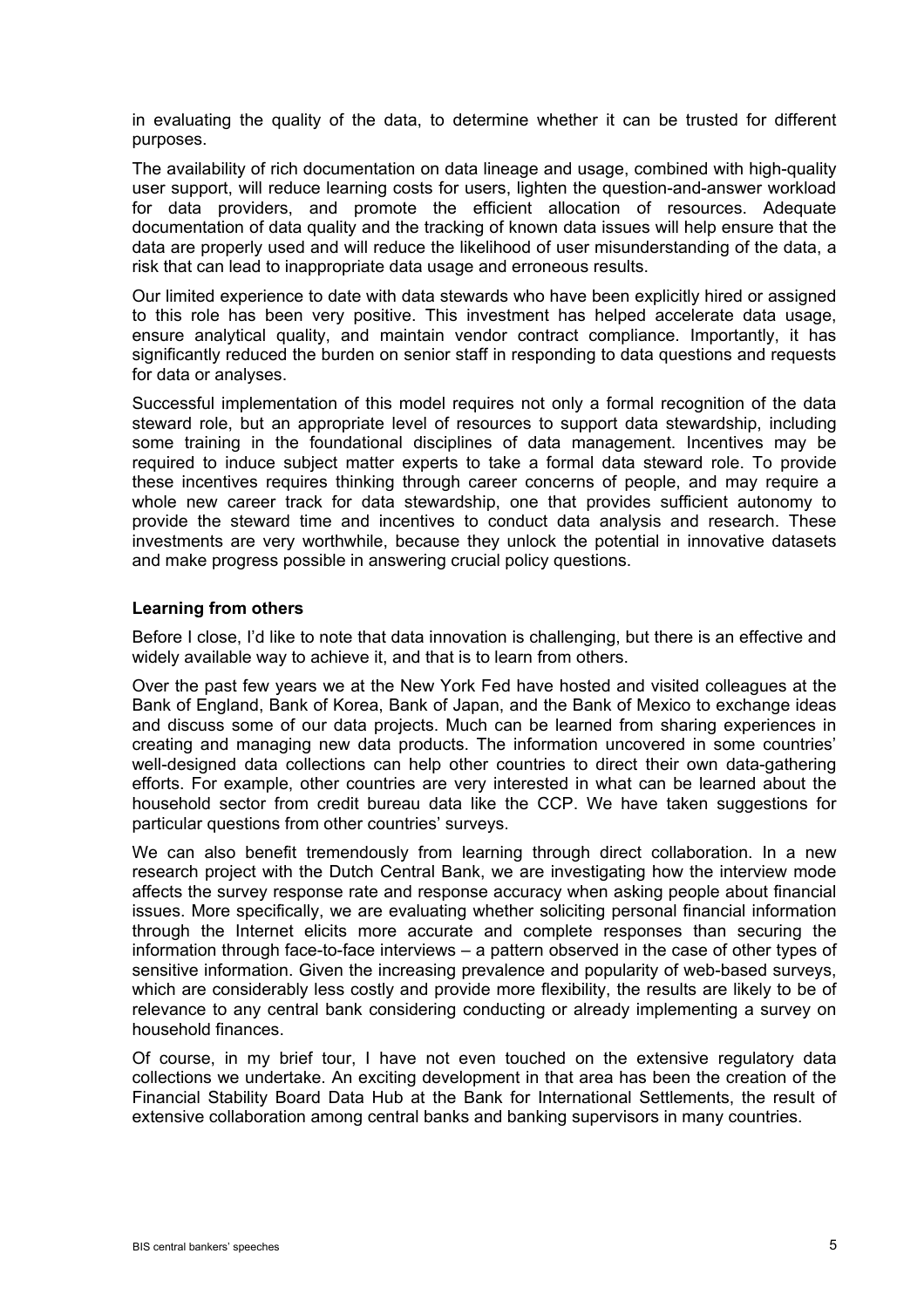in evaluating the quality of the data, to determine whether it can be trusted for different purposes.

The availability of rich documentation on data lineage and usage, combined with high-quality user support, will reduce learning costs for users, lighten the question-and-answer workload for data providers, and promote the efficient allocation of resources. Adequate documentation of data quality and the tracking of known data issues will help ensure that the data are properly used and will reduce the likelihood of user misunderstanding of the data, a risk that can lead to inappropriate data usage and erroneous results.

Our limited experience to date with data stewards who have been explicitly hired or assigned to this role has been very positive. This investment has helped accelerate data usage, ensure analytical quality, and maintain vendor contract compliance. Importantly, it has significantly reduced the burden on senior staff in responding to data questions and requests for data or analyses.

Successful implementation of this model requires not only a formal recognition of the data steward role, but an appropriate level of resources to support data stewardship, including some training in the foundational disciplines of data management. Incentives may be required to induce subject matter experts to take a formal data steward role. To provide these incentives requires thinking through career concerns of people, and may require a whole new career track for data stewardship, one that provides sufficient autonomy to provide the steward time and incentives to conduct data analysis and research. These investments are very worthwhile, because they unlock the potential in innovative datasets and make progress possible in answering crucial policy questions.

**Learning from others**

Before I close, I'd like to note that data innovation is challenging, but there is an effective and widely available way to achieve it, and that is to learn from others.

Over the past few years we at the New York Fed have hosted and visited colleagues at the Bank of England, Bank of Korea, Bank of Japan, and the Bank of Mexico to exchange ideas and discuss some of our data projects. Much can be learned from sharing experiences in creating and managing new data products. The information uncovered in some countries' well-designed data collections can help other countries to direct their own data-gathering efforts. For example, other countries are very interested in what can be learned about the household sector from credit bureau data like the CCP. We have taken suggestions for particular questions from other countries' surveys.

We can also benefit tremendously from learning through direct collaboration. In a new research project with the Dutch Central Bank, we are investigating how the interview mode affects the survey response rate and response accuracy when asking people about financial issues. More specifically, we are evaluating whether soliciting personal financial information through the Internet elicits more accurate and complete responses than securing the information through face-to-face interviews – a pattern observed in the case of other types of sensitive information. Given the increasing prevalence and popularity of web-based surveys, which are considerably less costly and provide more flexibility, the results are likely to be of relevance to any central bank considering conducting or already implementing a survey on household finances.

Of course, in my brief tour, I have not even touched on the extensive regulatory data collections we undertake. An exciting development in that area has been the creation of the Financial Stability Board Data Hub at the Bank for International Settlements, the result of extensive collaboration among central banks and banking supervisors in many countries.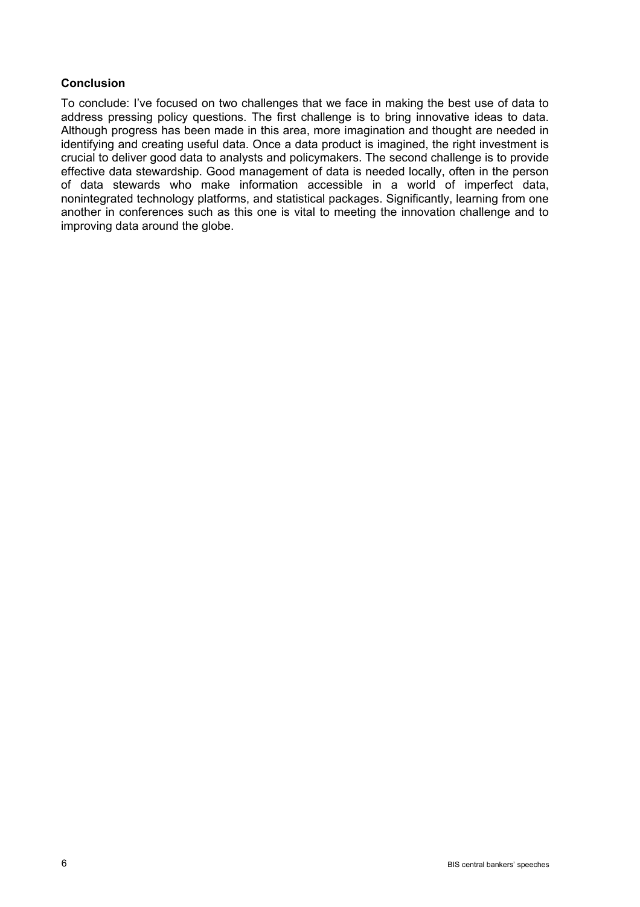### Conclusion

To conclude: I've focused on two challenges that we face in making the best use of data to address pressing policy questions. The first challenge is to bring innovative ideas to data. Although progress has been made in this area, more imagination and thought are needed in identifying and creating useful data. Once a data product is imagined, the right investment is crucial to deliver good data to analysts and policymakers. The second challenge is to provide effective data stewardship. Good management of data is needed locally, often in the person of data stewards who make information accessible in a world of imperfect data, nonintegrated technology platforms, and statistical packages. Significantly, learning from one another in conferences such as this one is vital to meeting the innovation challenge and to improving data around the globe.